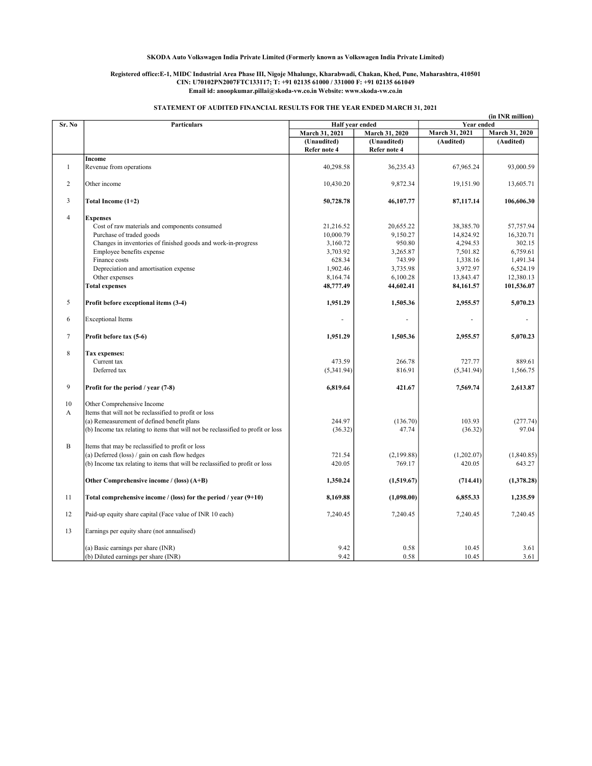**SKODA Auto Volkswagen India Private Limited (Formerly known as Volkswagen India Private Limited)**

**Registered office:E-1, MIDC Industrial Area Phase III, Nigoje Mhalunge, Kharabwadi, Chakan, Khed, Pune, Maharashtra, 410501**
**CIN: U70102PN2007FTC133117; T: +91 02135 61000 / 331000 F: +91 02135 661049**
**Email id: anoopkumar.pillai@skoda-vw.co.in Website: www.skoda-vw.co.in**

**STATEMENT OF AUDITED FINANCIAL RESULTS FOR THE YEAR ENDED MARCH 31, 2021**

(in INR million)

| Sr. No | Particulars | Half year ended | | Year ended | |
|---|---|---|---|---|---|
| | | March 31, 2021 | March 31, 2020 | March 31, 2021 | March 31, 2020 |
| | | (Unaudited) Refer note 4 | (Unaudited) Refer note 4 | (Audited) | (Audited) |
| | **Income** | | | | |
| 1 | Revenue from operations | 40,298.58 | 36,235.43 | 67,965.24 | 93,000.59 |
| 2 | Other income | 10,430.20 | 9,872.34 | 19,151.90 | 13,605.71 |
| 3 | **Total Income (1+2)** | **50,728.78** | **46,107.77** | **87,117.14** | **106,606.30** |
| 4 | **Expenses** | | | | |
| | Cost of raw materials and components consumed | 21,216.52 | 20,655.22 | 38,385.70 | 57,757.94 |
| | Purchase of traded goods | 10,000.79 | 9,150.27 | 14,824.92 | 16,320.71 |
| | Changes in inventories of finished goods and work-in-progress | 3,160.72 | 950.80 | 4,294.53 | 302.15 |
| | Employee benefits expense | 3,703.92 | 3,265.87 | 7,501.82 | 6,759.61 |
| | Finance costs | 628.34 | 743.99 | 1,338.16 | 1,491.34 |
| | Depreciation and amortisation expense | 1,902.46 | 3,735.98 | 3,972.97 | 6,524.19 |
| | Other expenses | 8,164.74 | 6,100.28 | 13,843.47 | 12,380.13 |
| | **Total expenses** | **48,777.49** | **44,602.41** | **84,161.57** | **101,536.07** |
| 5 | **Profit before exceptional items (3-4)** | **1,951.29** | **1,505.36** | **2,955.57** | **5,070.23** |
| 6 | Exceptional Items | - | - | - | - |
| 7 | **Profit before tax (5-6)** | **1,951.29** | **1,505.36** | **2,955.57** | **5,070.23** |
| 8 | **Tax expenses:** | | | | |
| | Current tax | 473.59 | 266.78 | 727.77 | 889.61 |
| | Deferred tax | (5,341.94) | 816.91 | (5,341.94) | 1,566.75 |
| 9 | **Profit for the period / year (7-8)** | **6,819.64** | **421.67** | **7,569.74** | **2,613.87** |
| 10 | Other Comprehensive Income | | | | |
| A | Items that will not be reclassified to profit or loss | | | | |
| | (a) Remeasurement of defined benefit plans | 244.97 | (136.70) | 103.93 | (277.74) |
| | (b) Income tax relating to items that will not be reclassified to profit or loss | (36.32) | 47.74 | (36.32) | 97.04 |
| B | Items that may be reclassified to profit or loss | | | | |
| | (a) Deferred (loss) / gain on cash flow hedges | 721.54 | (2,199.88) | (1,202.07) | (1,840.85) |
| | (b) Income tax relating to items that will be reclassified to profit or loss | 420.05 | 769.17 | 420.05 | 643.27 |
| | **Other Comprehensive income / (loss) (A+B)** | **1,350.24** | **(1,519.67)** | **(714.41)** | **(1,378.28)** |
| 11 | **Total comprehensive income / (loss) for the period / year (9+10)** | **8,169.88** | **(1,098.00)** | **6,855.33** | **1,235.59** |
| 12 | Paid-up equity share capital (Face value of INR 10 each) | 7,240.45 | 7,240.45 | 7,240.45 | 7,240.45 |
| 13 | Earnings per equity share (not annualised) | | | | |
| | (a) Basic earnings per share (INR) | 9.42 | 0.58 | 10.45 | 3.61 |
| | (b) Diluted earnings per share (INR) | 9.42 | 0.58 | 10.45 | 3.61 |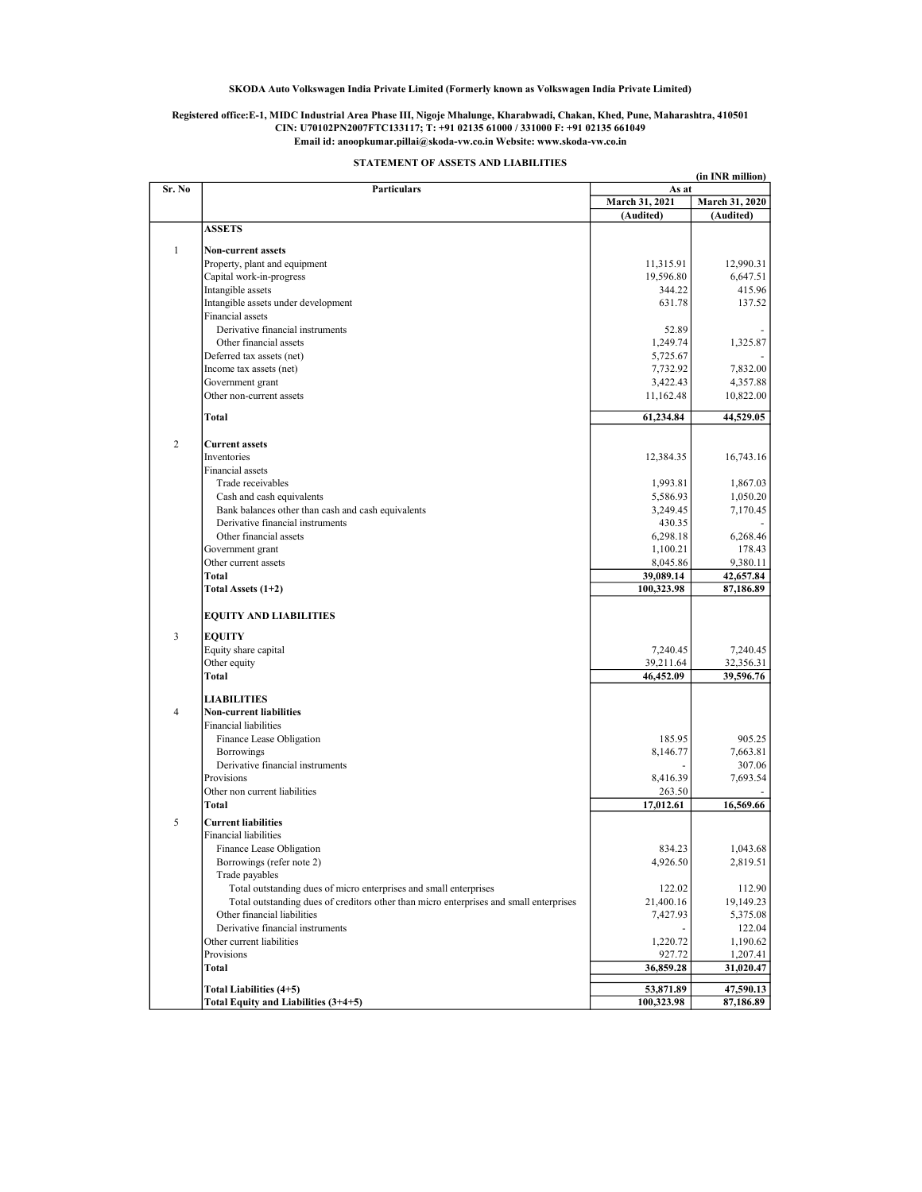**SKODA Auto Volkswagen India Private Limited (Formerly known as Volkswagen India Private Limited)**

**Registered office:E-1, MIDC Industrial Area Phase III, Nigoje Mhalunge, Kharabwadi, Chakan, Khed, Pune, Maharashtra, 410501**
**CIN: U70102PN2007FTC133117; T: +91 02135 61000 / 331000 F: +91 02135 661049**
**Email id: anoopkumar.pillai@skoda-vw.co.in Website: www.skoda-vw.co.in**

## STATEMENT OF ASSETS AND LIABILITIES

(in INR million)

| Sr. No | Particulars | As at | |
|---|---|---|---|
| | | March 31, 2021 | March 31, 2020 |
| | | (Audited) | (Audited) |
| | **ASSETS** | | |
| 1 | **Non-current assets** | | |
| | Property, plant and equipment | 11,315.91 | 12,990.31 |
| | Capital work-in-progress | 19,596.80 | 6,647.51 |
| | Intangible assets | 344.22 | 415.96 |
| | Intangible assets under development | 631.78 | 137.52 |
| | Financial assets | | |
| | Derivative financial instruments | 52.89 | - |
| | Other financial assets | 1,249.74 | 1,325.87 |
| | Deferred tax assets (net) | 5,725.67 | - |
| | Income tax assets (net) | 7,732.92 | 7,832.00 |
| | Government grant | 3,422.43 | 4,357.88 |
| | Other non-current assets | 11,162.48 | 10,822.00 |
| | **Total** | **61,234.84** | **44,529.05** |
| 2 | **Current assets** | | |
| | Inventories | 12,384.35 | 16,743.16 |
| | Financial assets | | |
| | Trade receivables | 1,993.81 | 1,867.03 |
| | Cash and cash equivalents | 5,586.93 | 1,050.20 |
| | Bank balances other than cash and cash equivalents | 3,249.45 | 7,170.45 |
| | Derivative financial instruments | 430.35 | - |
| | Other financial assets | 6,298.18 | 6,268.46 |
| | Government grant | 1,100.21 | 178.43 |
| | Other current assets | 8,045.86 | 9,380.11 |
| | **Total** | **39,089.14** | **42,657.84** |
| | **Total Assets (1+2)** | **100,323.98** | **87,186.89** |
| | **EQUITY AND LIABILITIES** | | |
| 3 | **EQUITY** | | |
| | Equity share capital | 7,240.45 | 7,240.45 |
| | Other equity | 39,211.64 | 32,356.31 |
| | **Total** | **46,452.09** | **39,596.76** |
| | **LIABILITIES** | | |
| 4 | **Non-current liabilities** | | |
| | Financial liabilities | | |
| | Finance Lease Obligation | 185.95 | 905.25 |
| | Borrowings | 8,146.77 | 7,663.81 |
| | Derivative financial instruments | - | 307.06 |
| | Provisions | 8,416.39 | 7,693.54 |
| | Other non current liabilities | 263.50 | - |
| | **Total** | **17,012.61** | **16,569.66** |
| 5 | **Current liabilities** | | |
| | Financial liabilities | | |
| | Finance Lease Obligation | 834.23 | 1,043.68 |
| | Borrowings (refer note 2) | 4,926.50 | 2,819.51 |
| | Trade payables | | |
| | Total outstanding dues of micro enterprises and small enterprises | 122.02 | 112.90 |
| | Total outstanding dues of creditors other than micro enterprises and small enterprises | 21,400.16 | 19,149.23 |
| | Other financial liabilities | 7,427.93 | 5,375.08 |
| | Derivative financial instruments | - | 122.04 |
| | Other current liabilities | 1,220.72 | 1,190.62 |
| | Provisions | 927.72 | 1,207.41 |
| | **Total** | **36,859.28** | **31,020.47** |
| | **Total Liabilities (4+5)** | **53,871.89** | **47,590.13** |
| | **Total Equity and Liabilities (3+4+5)** | **100,323.98** | **87,186.89** |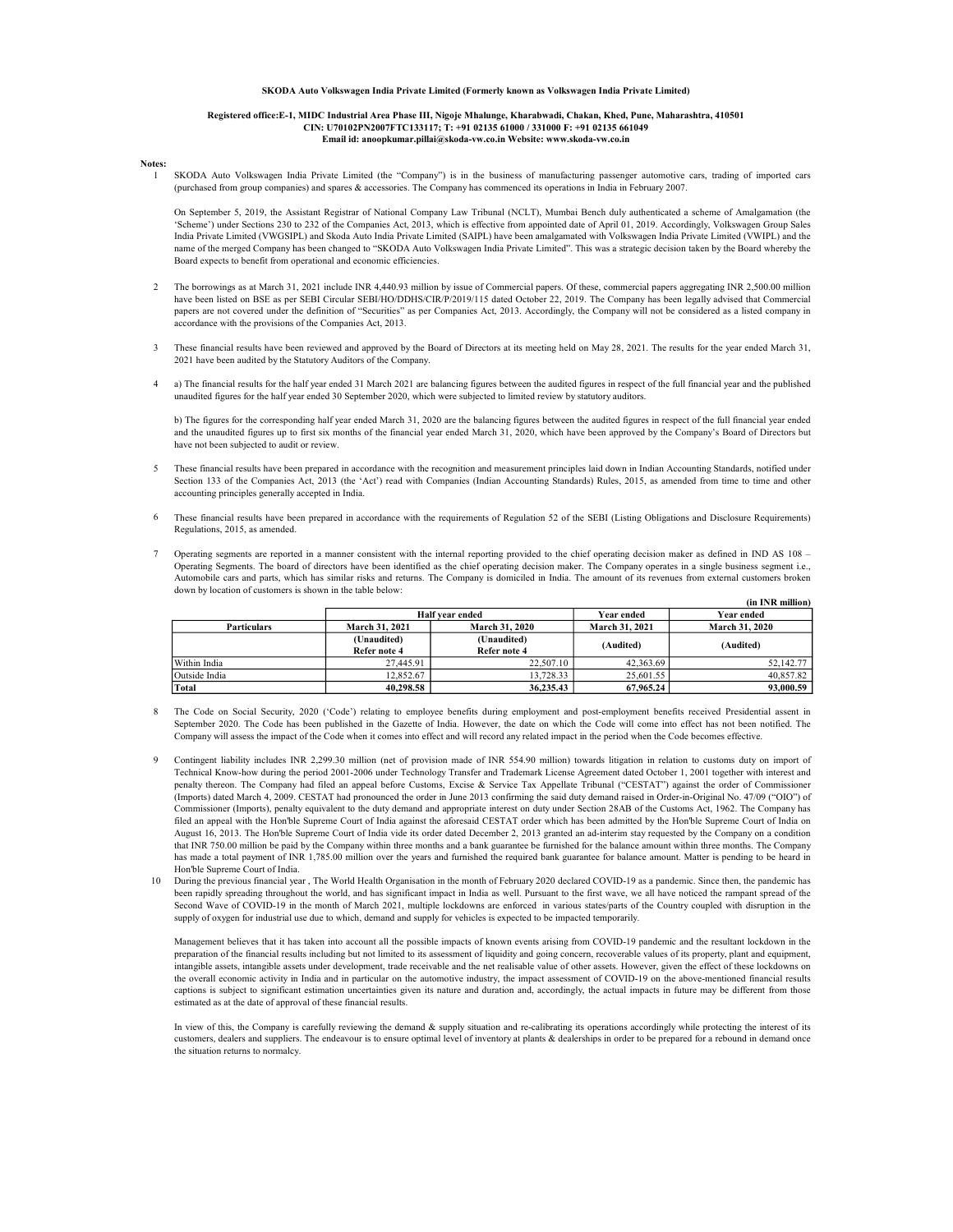**SKODA Auto Volkswagen India Private Limited (Formerly known as Volkswagen India Private Limited)**

**Registered office:E-1, MIDC Industrial Area Phase III, Nigoje Mhalunge, Kharabwadi, Chakan, Khed, Pune, Maharashtra, 410501**
**CIN: U70102PN2007FTC133117; T: +91 02135 61000 / 331000 F: +91 02135 661049**
**Email id: anoopkumar.pillai@skoda-vw.co.in Website: www.skoda-vw.co.in**

**Notes:**

1 SKODA Auto Volkswagen India Private Limited (the "Company") is in the business of manufacturing passenger automotive cars, trading of imported cars (purchased from group companies) and spares & accessories. The Company has commenced its operations in India in February 2007.

On September 5, 2019, the Assistant Registrar of National Company Law Tribunal (NCLT), Mumbai Bench duly authenticated a scheme of Amalgamation (the 'Scheme') under Sections 230 to 232 of the Companies Act, 2013, which is effective from appointed date of April 01, 2019. Accordingly, Volkswagen Group Sales India Private Limited (VWGSIPL) and Skoda Auto India Private Limited (SAIPL) have been amalgamated with Volkswagen India Private Limited (VWIPL) and the name of the merged Company has been changed to "SKODA Auto Volkswagen India Private Limited". This was a strategic decision taken by the Board whereby the Board expects to benefit from operational and economic efficiencies.

2 The borrowings as at March 31, 2021 include INR 4,440.93 million by issue of Commercial papers. Of these, commercial papers aggregating INR 2,500.00 million have been listed on BSE as per SEBI Circular SEBI/HO/DDHS/CIR/P/2019/115 dated October 22, 2019. The Company has been legally advised that Commercial papers are not covered under the definition of "Securities" as per Companies Act, 2013. Accordingly, the Company will not be considered as a listed company in accordance with the provisions of the Companies Act, 2013.

3 These financial results have been reviewed and approved by the Board of Directors at its meeting held on May 28, 2021. The results for the year ended March 31, 2021 have been audited by the Statutory Auditors of the Company.

4 a) The financial results for the half year ended 31 March 2021 are balancing figures between the audited figures in respect of the full financial year and the published unaudited figures for the half year ended 30 September 2020, which were subjected to limited review by statutory auditors.

b) The figures for the corresponding half year ended March 31, 2020 are the balancing figures between the audited figures in respect of the full financial year ended and the unaudited figures up to first six months of the financial year ended March 31, 2020, which have been approved by the Company's Board of Directors but have not been subjected to audit or review.

5 These financial results have been prepared in accordance with the recognition and measurement principles laid down in Indian Accounting Standards, notified under Section 133 of the Companies Act, 2013 (the 'Act') read with Companies (Indian Accounting Standards) Rules, 2015, as amended from time to time and other accounting principles generally accepted in India.

6 These financial results have been prepared in accordance with the requirements of Regulation 52 of the SEBI (Listing Obligations and Disclosure Requirements) Regulations, 2015, as amended.

7 Operating segments are reported in a manner consistent with the internal reporting provided to the chief operating decision maker as defined in IND AS 108 – Operating Segments. The board of directors have been identified as the chief operating decision maker. The Company operates in a single business segment i.e., Automobile cars and parts, which has similar risks and returns. The Company is domiciled in India. The amount of its revenues from external customers broken down by location of customers is shown in the table below:

**(in INR million)**

| | Half year ended | | Year ended | Year ended |
|---|---|---|---|---|
| **Particulars** | **March 31, 2021** | **March 31, 2020** | **March 31, 2021** | **March 31, 2020** |
| | **(Unaudited) Refer note 4** | **(Unaudited) Refer note 4** | **(Audited)** | **(Audited)** |
| Within India | 27,445.91 | 22,507.10 | 42,363.69 | 52,142.77 |
| Outside India | 12,852.67 | 13,728.33 | 25,601.55 | 40,857.82 |
| **Total** | **40,298.58** | **36,235.43** | **67,965.24** | **93,000.59** |

8 The Code on Social Security, 2020 ('Code') relating to employee benefits during employment and post-employment benefits received Presidential assent in September 2020. The Code has been published in the Gazette of India. However, the date on which the Code will come into effect has not been notified. The Company will assess the impact of the Code when it comes into effect and will record any related impact in the period when the Code becomes effective.

9 Contingent liability includes INR 2,299.30 million (net of provision made of INR 554.90 million) towards litigation in relation to customs duty on import of Technical Know-how during the period 2001-2006 under Technology Transfer and Trademark License Agreement dated October 1, 2001 together with interest and penalty thereon. The Company had filed an appeal before Customs, Excise & Service Tax Appellate Tribunal ("CESTAT") against the order of Commissioner (Imports) dated March 4, 2009. CESTAT had pronounced the order in June 2013 confirming the said duty demand raised in Order-in-Original No. 47/09 ("OIO") of Commissioner (Imports), penalty equivalent to the duty demand and appropriate interest on duty under Section 28AB of the Customs Act, 1962. The Company has filed an appeal with the Hon'ble Supreme Court of India against the aforesaid CESTAT order which has been admitted by the Hon'ble Supreme Court of India on August 16, 2013. The Hon'ble Supreme Court of India vide its order dated December 2, 2013 granted an ad-interim stay requested by the Company on a condition that INR 750.00 million be paid by the Company within three months and a bank guarantee be furnished for the balance amount within three months. The Company has made a total payment of INR 1,785.00 million over the years and furnished the required bank guarantee for balance amount. Matter is pending to be heard in Hon'ble Supreme Court of India.

10 During the previous financial year , The World Health Organisation in the month of February 2020 declared COVID-19 as a pandemic. Since then, the pandemic has been rapidly spreading throughout the world, and has significant impact in India as well. Pursuant to the first wave, we all have noticed the rampant spread of the Second Wave of COVID-19 in the month of March 2021, multiple lockdowns are enforced in various states/parts of the Country coupled with disruption in the supply of oxygen for industrial use due to which, demand and supply for vehicles is expected to be impacted temporarily.

Management believes that it has taken into account all the possible impacts of known events arising from COVID-19 pandemic and the resultant lockdown in the preparation of the financial results including but not limited to its assessment of liquidity and going concern, recoverable values of its property, plant and equipment, intangible assets, intangible assets under development, trade receivable and the net realisable value of other assets. However, given the effect of these lockdowns on the overall economic activity in India and in particular on the automotive industry, the impact assessment of COVID-19 on the above-mentioned financial results captions is subject to significant estimation uncertainties given its nature and duration and, accordingly, the actual impacts in future may be different from those estimated as at the date of approval of these financial results.

In view of this, the Company is carefully reviewing the demand & supply situation and re-calibrating its operations accordingly while protecting the interest of its customers, dealers and suppliers. The endeavour is to ensure optimal level of inventory at plants & dealerships in order to be prepared for a rebound in demand once the situation returns to normalcy.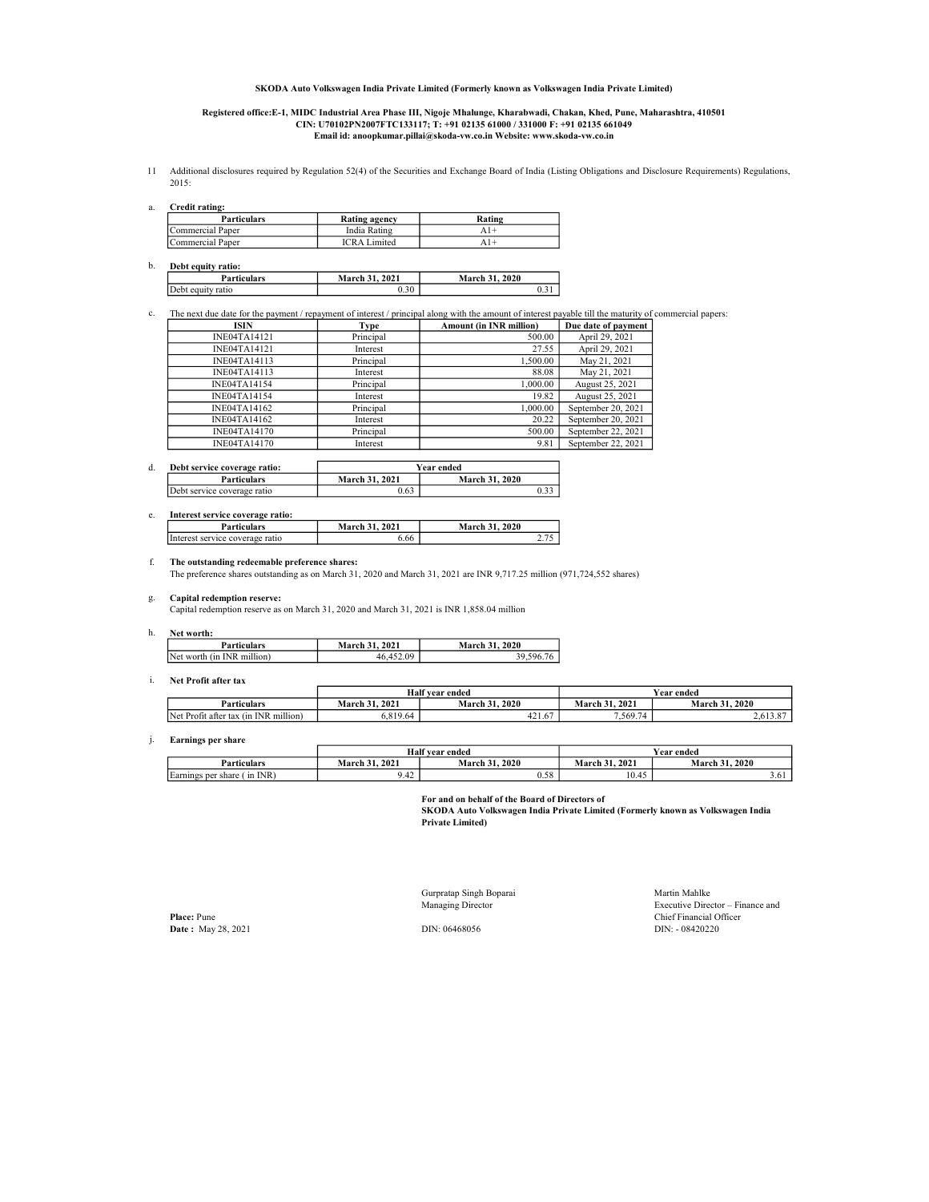**SKODA Auto Volkswagen India Private Limited (Formerly known as Volkswagen India Private Limited)**

**Registered office:E-1, MIDC Industrial Area Phase III, Nigoje Mhalunge, Kharabwadi, Chakan, Khed, Pune, Maharashtra, 410501**
**CIN: U70102PN2007FTC133117; T: +91 02135 61000 / 331000 F: +91 02135 661049**
**Email id: anoopkumar.pillai@skoda-vw.co.in Website: www.skoda-vw.co.in**

11 Additional disclosures required by Regulation 52(4) of the Securities and Exchange Board of India (Listing Obligations and Disclosure Requirements) Regulations, 2015:

a. **Credit rating:**

| Particulars | Rating agency | Rating |
|---|---|---|
| Commercial Paper | India Rating | A1+ |
| Commercial Paper | ICRA Limited | A1+ |

b. **Debt equity ratio:**

| Particulars | March 31, 2021 | March 31, 2020 |
|---|---|---|
| Debt equity ratio | 0.30 | 0.31 |

c. The next due date for the payment / repayment of interest / principal along with the amount of interest payable till the maturity of commercial papers:

| ISIN | Type | Amount (in INR million) | Due date of payment |
|---|---|---|---|
| INE04TA14121 | Principal | 500.00 | April 29, 2021 |
| INE04TA14121 | Interest | 27.55 | April 29, 2021 |
| INE04TA14113 | Principal | 1,500.00 | May 21, 2021 |
| INE04TA14113 | Interest | 88.08 | May 21, 2021 |
| INE04TA14154 | Principal | 1,000.00 | August 25, 2021 |
| INE04TA14154 | Interest | 19.82 | August 25, 2021 |
| INE04TA14162 | Principal | 1,000.00 | September 20, 2021 |
| INE04TA14162 | Interest | 20.22 | September 20, 2021 |
| INE04TA14170 | Principal | 500.00 | September 22, 2021 |
| INE04TA14170 | Interest | 9.81 | September 22, 2021 |

d. **Debt service coverage ratio:**

| | Year ended | |
|---|---|---|
| **Particulars** | **March 31, 2021** | **March 31, 2020** |
| Debt service coverage ratio | 0.63 | 0.33 |

e. **Interest service coverage ratio:**

| Particulars | March 31, 2021 | March 31, 2020 |
|---|---|---|
| Interest service coverage ratio | 6.66 | 2.75 |

f. **The outstanding redeemable preference shares:**
The preference shares outstanding as on March 31, 2020 and March 31, 2021 are INR 9,717.25 million (971,724,552 shares)

g. **Capital redemption reserve:**
Capital redemption reserve as on March 31, 2020 and March 31, 2021 is INR 1,858.04 million

h. **Net worth:**

| Particulars | March 31, 2021 | March 31, 2020 |
|---|---|---|
| Net worth (in INR million) | 46,452.09 | 39,596.76 |

i. **Net Profit after tax**

| | Half year ended | | Year ended | |
|---|---|---|---|---|
| **Particulars** | **March 31, 2021** | **March 31, 2020** | **March 31, 2021** | **March 31, 2020** |
| Net Profit after tax (in INR million) | 6,819.64 | 421.67 | 7,569.74 | 2,613.87 |

j. **Earnings per share**

| | Half year ended | | Year ended | |
|---|---|---|---|---|
| **Particulars** | **March 31, 2021** | **March 31, 2020** | **March 31, 2021** | **March 31, 2020** |
| Earnings per share ( in INR) | 9.42 | 0.58 | 10.45 | 3.61 |

**For and on behalf of the Board of Directors of**
**SKODA Auto Volkswagen India Private Limited (Formerly known as Volkswagen India Private Limited)**

Gurpratap Singh Boparai
Managing Director
DIN: 06468056

Martin Mahlke
Executive Director – Finance and Chief Financial Officer
DIN: - 08420220

**Place:** Pune
**Date :** May 28, 2021